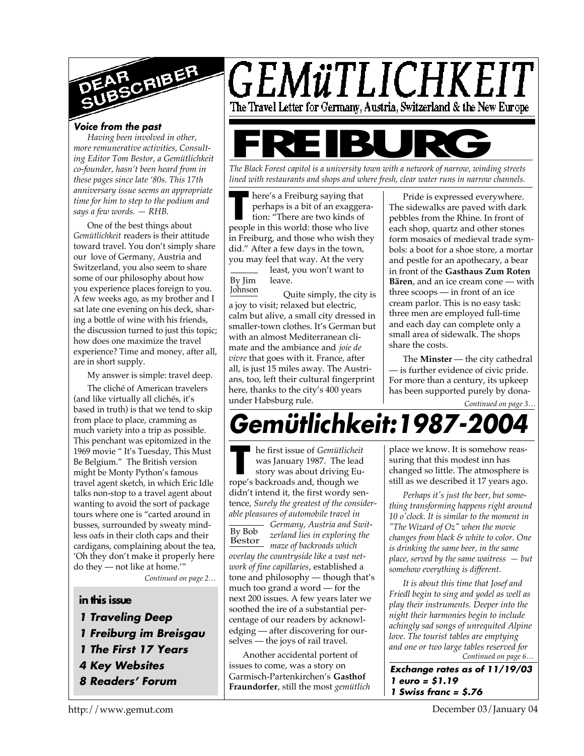# GEMüTLICHKEIT

The Travel Letter for Germany, Austria, Switzerland & the New Europe

# FREIBURG

*The Black Forest capitol is a university town with a network of narrow, winding streets lined with restaurants and shops and where fresh, clear water runs in narrow channels.*

By Jim Johnson

There's a Freiburg saying that perhaps is a bit of an exaggeration: "There are two kinds of people in this world: those who live in Freiburg, and those who wish they did." After a few days in the town, you may feel that way. At the very least, you won't want to leave.

Quite simply, the city is a joy to visit; relaxed but electric, calm but alive, a small city dressed in smaller-town clothes. It's German but with an almost Mediterranean climate and the ambiance and *joie de vivre* that goes with it. France, after all, is just 15 miles away. The Austrians, too, left their cultural fingerprint here, thanks to the city's 400 years under Habsburg rule.

Pride is expressed everywhere. The sidewalks are paved with dark pebbles from the Rhine. In front of each shop, quartz and other stones form mosaics of medieval trade symbols: a boot for a shoe store, a mortar and pestle for an apothecary, a bear in front of the **Gasthaus Zum Roten Bären**, and an ice cream cone — with three scoops — in front of an ice cream parlor. This is no easy task: three men are employed full-time and each day can complete only a small area of sidewalk. The shops share the costs.

The **Minster** — the city cathedral — is further evidence of civic pride. For more than a century, its upkeep has been supported purely by dona-

*Continued on page 3…*

## DEAR SUBSCRIBER

### *Voice from the past*

*Having been involved in other, more remunerative activities, Consulting Editor Tom Bestor, a Gemütlichkeit co-founder, hasn't been heard from in these pages since late '80s. This 17th anniversary issue seems an appropriate time for him to step to the podium and says a few words. — RHB.*

One of the best things about *Gemütlichkeit* readers is their attitude toward travel. You don't simply share our love of Germany, Austria and Switzerland, you also seem to share some of our philosophy about how you experience places foreign to you. A few weeks ago, as my brother and I sat late one evening on his deck, sharing a bottle of wine with his friends, the discussion turned to just this topic; how does one maximize the travel experience? Time and money, after all, are in short supply.

My answer is simple: travel deep.

The cliché of American travelers (and like virtually all clichés, it's based in truth) is that we tend to skip from place to place, cramming as much variety into a trip as possible. This penchant was epitomized in the 1969 movie " It's Tuesday, This Must Be Belgium." The British version might be Monty Python's famous travel agent sketch, in which Eric Idle talks non-stop to a travel agent about wanting to avoid the sort of package tours where one is "carted around in busses, surrounded by sweaty mindless oafs in their cloth caps and their cardigans, complaining about the tea, 'Oh they don't make it properly here do they — not like at home.'"

*Continued on page 2…*

# Gemütlichkeit:1987-2004

By Bob Bestor

The first issue of *Gemütlicheit* was January 1987. The lead story was about driving Europe's backroads and, though we didn't intend it, the first wordy sentence, *Surely the greatest of the considerable pleasures of automobile travel in Germany, Austria and Switzerland lies in exploring the maze of backroads which overlay the countryside like a vast network of fine capillaries*, established a tone and philosophy — though that's much too grand a word — for the next 200 issues. A few years later we soothed the ire of a substantial percentage of our readers by acknowledging — after discovering for ourselves — the joys of rail travel.

Another accidental portent of issues to come, was a story on Garmisch-Partenkirchen's **Gasthof Fraundorfer**, still the most *gemütlich* place we know. It is somehow reassuring that this modest inn has changed so little. The atmosphere is still as we described it 17 years ago.

*Perhaps it's just the beer, but something transforming happens right around 10 o'clock. It is similar to the moment in "The Wizard of Oz" when the movie changes from black & white to color. One is drinking the same beer, in the same place, served by the same waitress — but somehow everything is different.*

*It is about this time that Josef and Friedl begin to sing and yodel as well as play their instruments. Deeper into the night their harmonies begin to include achingly sad songs of unrequited Alpine love. The tourist tables are emptying and one or two large tables reserved for*

*Continued on page 6…*

### in this issue

- **1 Traveling Deep**
- **1 Freiburg im Breisgau**
- **1 The First 17 Years**
- **4 Key Websites**
- **8 Readers' Forum**

**Exchange rates as of 11/19/03**
**1 euro = $1.19**
**1 Swiss franc = $.76**

http://www.gemut.com

December 03/January 04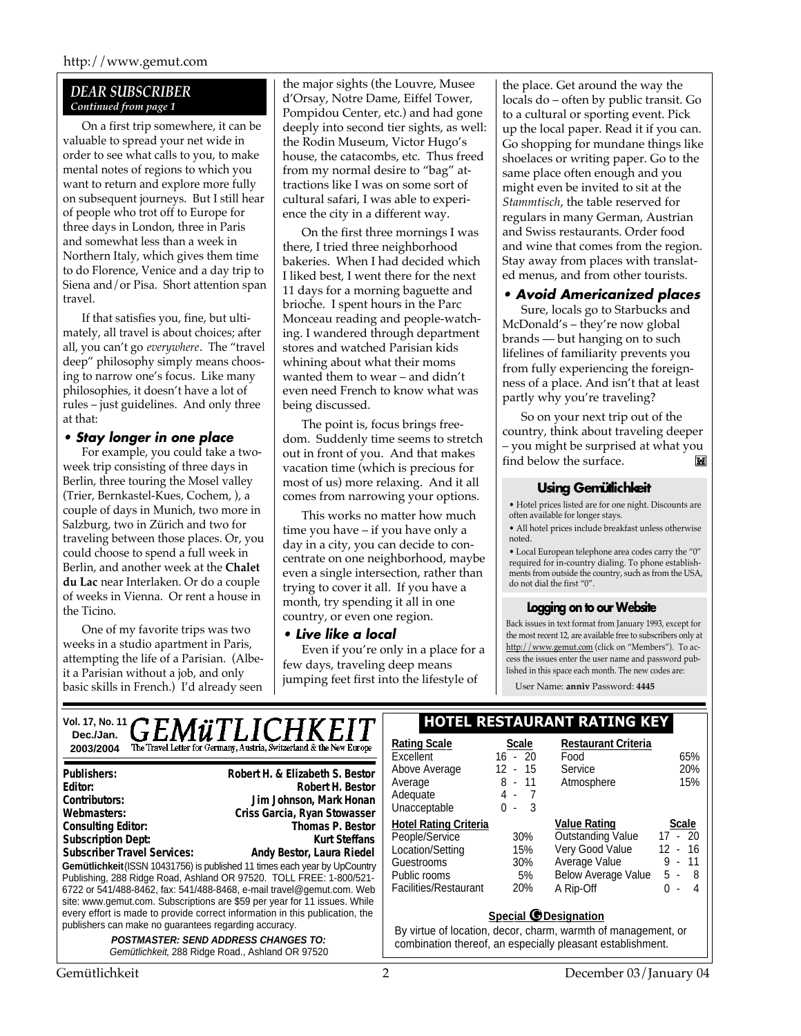## DEAR SUBSCRIBER
*Continued from page 1*

On a first trip somewhere, it can be valuable to spread your net wide in order to see what calls to you, to make mental notes of regions to which you want to return and explore more fully on subsequent journeys. But I still hear of people who trot off to Europe for three days in London, three in Paris and somewhat less than a week in Northern Italy, which gives them time to do Florence, Venice and a day trip to Siena and/or Pisa. Short attention span travel.

If that satisfies you, fine, but ultimately, all travel is about choices; after all, you can't go *everywhere*. The "travel deep" philosophy simply means choosing to narrow one's focus. Like many philosophies, it doesn't have a lot of rules – just guidelines. And only three at that:

### • Stay longer in one place

For example, you could take a two-week trip consisting of three days in Berlin, three touring the Mosel valley (Trier, Bernkastel-Kues, Cochem, ), a couple of days in Munich, two more in Salzburg, two in Zürich and two for traveling between those places. Or, you could choose to spend a full week in Berlin, and another week at the **Chalet du Lac** near Interlaken. Or do a couple of weeks in Vienna. Or rent a house in the Ticino.

One of my favorite trips was two weeks in a studio apartment in Paris, attempting the life of a Parisian. (Albeit a Parisian without a job, and only basic skills in French.) I'd already seen the major sights (the Louvre, Musee d'Orsay, Notre Dame, Eiffel Tower, Pompidou Center, etc.) and had gone deeply into second tier sights, as well: the Rodin Museum, Victor Hugo's house, the catacombs, etc. Thus freed from my normal desire to "bag" attractions like I was on some sort of cultural safari, I was able to experience the city in a different way.

On the first three mornings I was there, I tried three neighborhood bakeries. When I had decided which I liked best, I went there for the next 11 days for a morning baguette and brioche. I spent hours in the Parc Monceau reading and people-watching. I wandered through department stores and watched Parisian kids whining about what their moms wanted them to wear – and didn't even need French to know what was being discussed.

The point is, focus brings freedom. Suddenly time seems to stretch out in front of you. And that makes vacation time (which is precious for most of us) more relaxing. And it all comes from narrowing your options.

This works no matter how much time you have – if you have only a day in a city, you can decide to concentrate on one neighborhood, maybe even a single intersection, rather than trying to cover it all. If you have a month, try spending it all in one country, or even one region.

### • Live like a local

Even if you're only in a place for a few days, traveling deep means jumping feet first into the lifestyle of the place. Get around the way the locals do – often by public transit. Go to a cultural or sporting event. Pick up the local paper. Read it if you can. Go shopping for mundane things like shoelaces or writing paper. Go to the same place often enough and you might even be invited to sit at the *Stammtisch*, the table reserved for regulars in many German, Austrian and Swiss restaurants. Order food and wine that comes from the region. Stay away from places with translated menus, and from other tourists.

### • Avoid Americanized places

Sure, locals go to Starbucks and McDonald's – they're now global brands — but hanging on to such lifelines of familiarity prevents you from fully experiencing the foreignness of a place. And isn't that at least partly why you're traveling?

So on your next trip out of the country, think about traveling deeper – you might be surprised at what you find below the surface.

### Using Gemütlichkeit

- Hotel prices listed are for one night. Discounts are often available for longer stays.
- All hotel prices include breakfast unless otherwise noted.
- Local European telephone area codes carry the "0" required for in-country dialing. To phone establishments from outside the country, such as from the USA, do not dial the first "0".

### Logging on to our Website

Back issues in text format from January 1993, except for the most recent 12, are available free to subscribers only at http://www.gemut.com (click on "Members"). To access the issues enter the user name and password published in this space each month. The new codes are:

User Name: **anniv** Password: **4445**

---

Vol. 17, No. 11
Dec./Jan. 2003/2004

# GEMüTLICHKEIT
The Travel Letter for Germany, Austria, Switzerland & the New Europe

| | |
|---|---|
| **Publishers:** | **Robert H. & Elizabeth S. Bestor** |
| **Editor:** | **Robert H. Bestor** |
| **Contributors:** | **Jim Johnson, Mark Honan** |
| **Webmasters:** | **Criss Garcia, Ryan Stowasser** |
| **Consulting Editor:** | **Thomas P. Bestor** |
| **Subscription Dept:** | **Kurt Steffans** |
| **Subscriber Travel Services:** | **Andy Bestor, Laura Riedel** |

**Gemütlichkeit** (ISSN 10431756) is published 11 times each year by UpCountry Publishing, 288 Ridge Road, Ashland OR 97520. TOLL FREE: 1-800/521-6722 or 541/488-8462, fax: 541/488-8468, e-mail travel@gemut.com. Web site: www.gemut.com. Subscriptions are $59 per year for 11 issues. While every effort is made to provide correct information in this publication, the publishers can make no guarantees regarding accuracy.

***POSTMASTER: SEND ADDRESS CHANGES TO:***
*Gemütlichkeit*, 288 Ridge Road., Ashland OR 97520

## HOTEL RESTAURANT RATING KEY

| Rating Scale | Scale |
|---|---|
| Excellent | 16 - 20 |
| Above Average | 12 - 15 |
| Average | 8 - 11 |
| Adequate | 4 - 7 |
| Unacceptable | 0 - 3 |

| Restaurant Criteria | |
|---|---|
| Food | 65% |
| Service | 20% |
| Atmosphere | 15% |

| Hotel Rating Criteria | |
|---|---|
| People/Service | 30% |
| Location/Setting | 15% |
| Guestrooms | 30% |
| Public rooms | 5% |
| Facilities/Restaurant | 20% |

| Value Rating | Scale |
|---|---|
| Outstanding Value | 17 - 20 |
| Very Good Value | 12 - 16 |
| Average Value | 9 - 11 |
| Below Average Value | 5 - 8 |
| A Rip-Off | 0 - 4 |

**Special G Designation**

By virtue of location, decor, charm, warmth of management, or combination thereof, an especially pleasant establishment.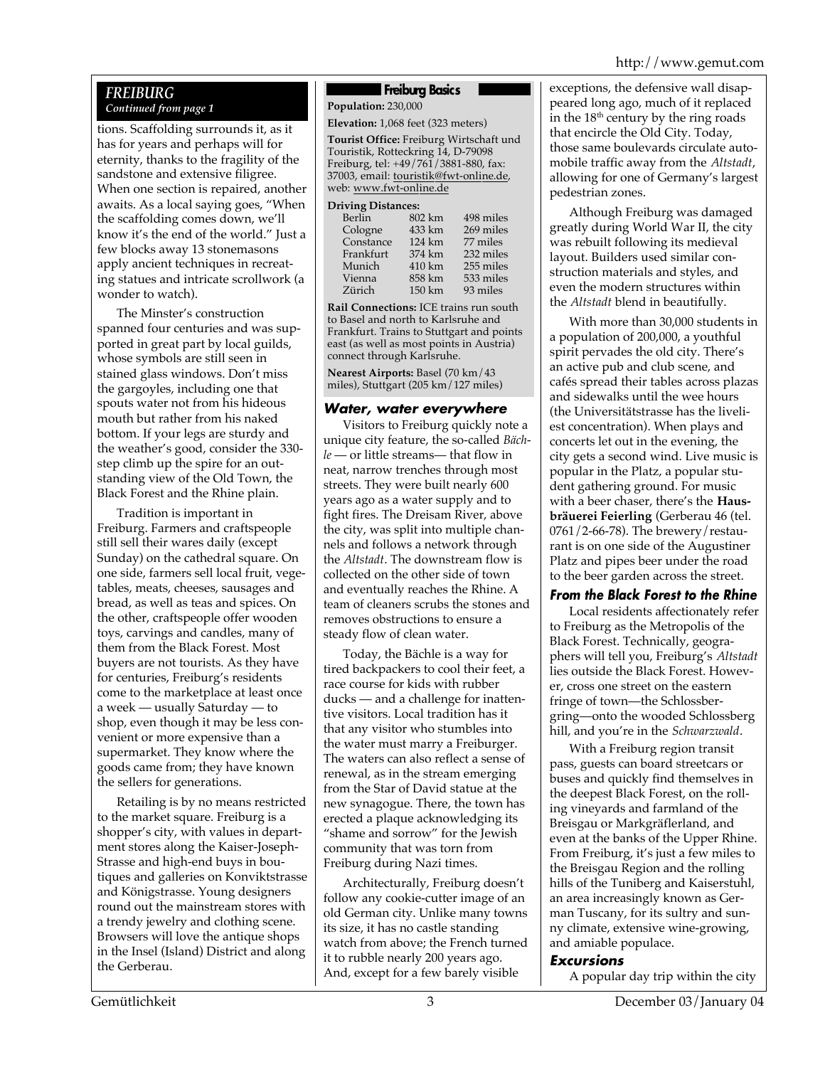## *FREIBURG*

*Continued from page 1*

tions. Scaffolding surrounds it, as it has for years and perhaps will for eternity, thanks to the fragility of the sandstone and extensive filigree. When one section is repaired, another awaits. As a local saying goes, "When the scaffolding comes down, we'll know it's the end of the world." Just a few blocks away 13 stonemasons apply ancient techniques in recreating statues and intricate scrollwork (a wonder to watch).

The Minster's construction spanned four centuries and was supported in great part by local guilds, whose symbols are still seen in stained glass windows. Don't miss the gargoyles, including one that spouts water not from his hideous mouth but rather from his naked bottom. If your legs are sturdy and the weather's good, consider the 330-step climb up the spire for an outstanding view of the Old Town, the Black Forest and the Rhine plain.

Tradition is important in Freiburg. Farmers and craftspeople still sell their wares daily (except Sunday) on the cathedral square. On one side, farmers sell local fruit, vegetables, meats, cheeses, sausages and bread, as well as teas and spices. On the other, craftspeople offer wooden toys, carvings and candles, many of them from the Black Forest. Most buyers are not tourists. As they have for centuries, Freiburg's residents come to the marketplace at least once a week — usually Saturday — to shop, even though it may be less convenient or more expensive than a supermarket. They know where the goods came from; they have known the sellers for generations.

Retailing is by no means restricted to the market square. Freiburg is a shopper's city, with values in department stores along the Kaiser-Joseph-Strasse and high-end buys in boutiques and galleries on Konviktstrasse and Königstrasse. Young designers round out the mainstream stores with a trendy jewelry and clothing scene. Browsers will love the antique shops in the Insel (Island) District and along the Gerberau.

### Freiburg Basics

**Population:** 230,000

**Elevation:** 1,068 feet (323 meters)

**Tourist Office:** Freiburg Wirtschaft und Touristik, Rotteckring 14, D-79098 Freiburg, tel: +49/761/3881-880, fax: 37003, email: touristik@fwt-online.de, web: www.fwt-online.de

**Driving Distances:**

| | | |
|---|---|---|
| Berlin | 802 km | 498 miles |
| Cologne | 433 km | 269 miles |
| Constance | 124 km | 77 miles |
| Frankfurt | 374 km | 232 miles |
| Munich | 410 km | 255 miles |
| Vienna | 858 km | 533 miles |
| Zürich | 150 km | 93 miles |

**Rail Connections:** ICE trains run south to Basel and north to Karlsruhe and Frankfurt. Trains to Stuttgart and points east (as well as most points in Austria) connect through Karlsruhe.

**Nearest Airports:** Basel (70 km/43 miles), Stuttgart (205 km/127 miles)

### *Water, water everywhere*

Visitors to Freiburg quickly note a unique city feature, the so-called *Bächle* — or little streams— that flow in neat, narrow trenches through most streets. They were built nearly 600 years ago as a water supply and to fight fires. The Dreisam River, above the city, was split into multiple channels and follows a network through the *Altstadt*. The downstream flow is collected on the other side of town and eventually reaches the Rhine. A team of cleaners scrubs the stones and removes obstructions to ensure a steady flow of clean water.

Today, the Bächle is a way for tired backpackers to cool their feet, a race course for kids with rubber ducks — and a challenge for inattentive visitors. Local tradition has it that any visitor who stumbles into the water must marry a Freiburger. The waters can also reflect a sense of renewal, as in the stream emerging from the Star of David statue at the new synagogue. There, the town has erected a plaque acknowledging its "shame and sorrow" for the Jewish community that was torn from Freiburg during Nazi times.

Architecturally, Freiburg doesn't follow any cookie-cutter image of an old German city. Unlike many towns its size, it has no castle standing watch from above; the French turned it to rubble nearly 200 years ago. And, except for a few barely visible exceptions, the defensive wall disappeared long ago, much of it replaced in the 18th century by the ring roads that encircle the Old City. Today, those same boulevards circulate automobile traffic away from the *Altstadt*, allowing for one of Germany's largest pedestrian zones.

Although Freiburg was damaged greatly during World War II, the city was rebuilt following its medieval layout. Builders used similar construction materials and styles, and even the modern structures within the *Altstadt* blend in beautifully.

With more than 30,000 students in a population of 200,000, a youthful spirit pervades the old city. There's an active pub and club scene, and cafés spread their tables across plazas and sidewalks until the wee hours (the Universitätstrasse has the liveliest concentration). When plays and concerts let out in the evening, the city gets a second wind. Live music is popular in the Platz, a popular student gathering ground. For music with a beer chaser, there's the **Hausbräuerei Feierling** (Gerberau 46 (tel. 0761/2-66-78). The brewery/restaurant is on one side of the Augustiner Platz and pipes beer under the road to the beer garden across the street.

### *From the Black Forest to the Rhine*

Local residents affectionately refer to Freiburg as the Metropolis of the Black Forest. Technically, geographers will tell you, Freiburg's *Altstadt* lies outside the Black Forest. However, cross one street on the eastern fringe of town—the Schlossberggring—onto the wooded Schlossberg hill, and you're in the *Schwarzwald*.

With a Freiburg region transit pass, guests can board streetcars or buses and quickly find themselves in the deepest Black Forest, on the rolling vineyards and farmland of the Breisgau or Markgräflerland, and even at the banks of the Upper Rhine. From Freiburg, it's just a few miles to the Breisgau Region and the rolling hills of the Tuniberg and Kaiserstuhl, an area increasingly known as German Tuscany, for its sultry and sunny climate, extensive wine-growing, and amiable populace.

### *Excursions*

A popular day trip within the city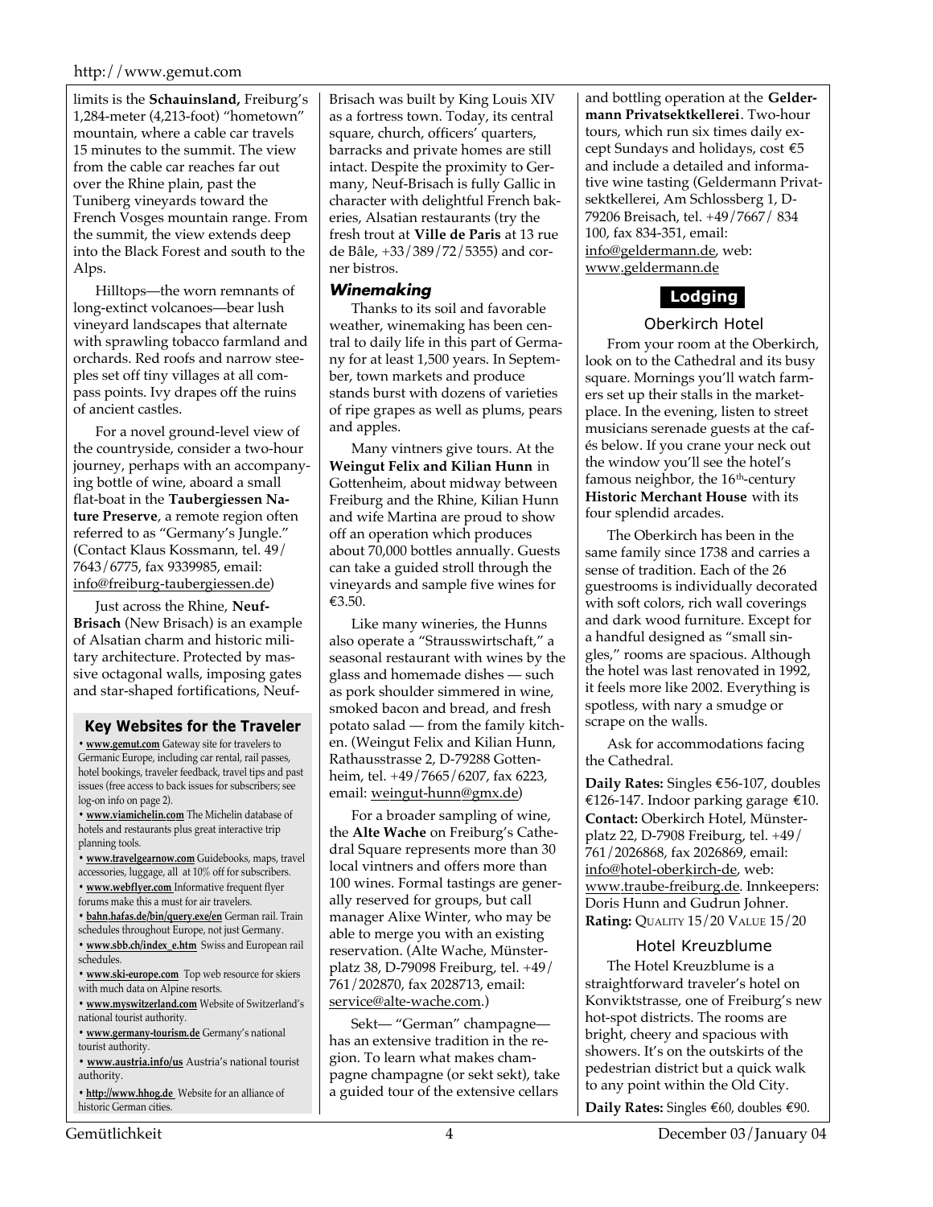limits is the **Schauinsland,** Freiburg's 1,284-meter (4,213-foot) "hometown" mountain, where a cable car travels 15 minutes to the summit. The view from the cable car reaches far out over the Rhine plain, past the Tuniberg vineyards toward the French Vosges mountain range. From the summit, the view extends deep into the Black Forest and south to the Alps.

Hilltops—the worn remnants of long-extinct volcanoes—bear lush vineyard landscapes that alternate with sprawling tobacco farmland and orchards. Red roofs and narrow steeples set off tiny villages at all compass points. Ivy drapes off the ruins of ancient castles.

For a novel ground-level view of the countryside, consider a two-hour journey, perhaps with an accompanying bottle of wine, aboard a small flat-boat in the **Taubergiessen Nature Preserve**, a remote region often referred to as "Germany's Jungle." (Contact Klaus Kossmann, tel. 49/7643/6775, fax 9339985, email: info@freiburg-taubergiessen.de)

Just across the Rhine, **Neuf-Brisach** (New Brisach) is an example of Alsatian charm and historic military architecture. Protected by massive octagonal walls, imposing gates and star-shaped fortifications, Neuf-Brisach was built by King Louis XIV as a fortress town. Today, its central square, church, officers' quarters, barracks and private homes are still intact. Despite the proximity to Germany, Neuf-Brisach is fully Gallic in character with delightful French bakeries, Alsatian restaurants (try the fresh trout at **Ville de Paris** at 13 rue de Bâle, +33/389/72/5355) and corner bistros.

### Key Websites for the Traveler

- **www.gemut.com** Gateway site for travelers to Germanic Europe, including car rental, rail passes, hotel bookings, traveler feedback, travel tips and past issues (free access to back issues for subscribers; see log-on info on page 2).
- **www.viamichelin.com** The Michelin database of hotels and restaurants plus great interactive trip planning tools.
- **www.travelgearnow.com** Guidebooks, maps, travel accessories, luggage, all at 10% off for subscribers.
- **www.webflyer.com** Informative frequent flyer forums make this a must for air travelers.
- **bahn.hafas.de/bin/query.exe/en** German rail. Train schedules throughout Europe, not just Germany.
- **www.sbb.ch/index_e.htm** Swiss and European rail schedules.
- **www.ski-europe.com** Top web resource for skiers with much data on Alpine resorts.
- **www.myswitzerland.com** Website of Switzerland's national tourist authority.
- **www.germany-tourism.de** Germany's national tourist authority.
- **www.austria.info/us** Austria's national tourist authority.
- **http://www.hhog.de** Website for an alliance of historic German cities.

### *Winemaking*

Thanks to its soil and favorable weather, winemaking has been central to daily life in this part of Germany for at least 1,500 years. In September, town markets and produce stands burst with dozens of varieties of ripe grapes as well as plums, pears and apples.

Many vintners give tours. At the **Weingut Felix and Kilian Hunn** in Gottenheim, about midway between Freiburg and the Rhine, Kilian Hunn and wife Martina are proud to show off an operation which produces about 70,000 bottles annually. Guests can take a guided stroll through the vineyards and sample five wines for €3.50.

Like many wineries, the Hunns also operate a "Strausswirtschaft," a seasonal restaurant with wines by the glass and homemade dishes — such as pork shoulder simmered in wine, smoked bacon and bread, and fresh potato salad — from the family kitchen. (Weingut Felix and Kilian Hunn, Rathausstrasse 2, D-79288 Gottenheim, tel. +49/7665/6207, fax 6223, email: weingut-hunn@gmx.de)

For a broader sampling of wine, the **Alte Wache** on Freiburg's Cathedral Square represents more than 30 local vintners and offers more than 100 wines. Formal tastings are generally reserved for groups, but call manager Alixe Winter, who may be able to merge you with an existing reservation. (Alte Wache, Münsterplatz 38, D-79098 Freiburg, tel. +49/761/202870, fax 2028713, email: service@alte-wache.com.)

Sekt— "German" champagne—has an extensive tradition in the region. To learn what makes champagne champagne (or sekt sekt), take a guided tour of the extensive cellars and bottling operation at the **Geldermann Privatsektkellerei**. Two-hour tours, which run six times daily except Sundays and holidays, cost €5 and include a detailed and informative wine tasting (Geldermann Privatsektkellerei, Am Schlossberg 1, D-79206 Breisach, tel. +49/7667/ 834 100, fax 834-351, email: info@geldermann.de, web: www.geldermann.de

## Lodging

### Oberkirch Hotel

From your room at the Oberkirch, look on to the Cathedral and its busy square. Mornings you'll watch farmers set up their stalls in the marketplace. In the evening, listen to street musicians serenade guests at the cafés below. If you crane your neck out the window you'll see the hotel's famous neighbor, the 16th-century **Historic Merchant House** with its four splendid arcades.

The Oberkirch has been in the same family since 1738 and carries a sense of tradition. Each of the 26 guestrooms is individually decorated with soft colors, rich wall coverings and dark wood furniture. Except for a handful designed as "small singles," rooms are spacious. Although the hotel was last renovated in 1992, it feels more like 2002. Everything is spotless, with nary a smudge or scrape on the walls.

Ask for accommodations facing the Cathedral.

**Daily Rates:** Singles €56-107, doubles €126-147. Indoor parking garage €10.
**Contact:** Oberkirch Hotel, Münsterplatz 22, D-7908 Freiburg, tel. +49/761/2026868, fax 2026869, email: info@hotel-oberkirch-de, web: www.traube-freiburg.de. Innkeepers: Doris Hunn and Gudrun Johner.
**Rating:** QUALITY 15/20 VALUE 15/20

### Hotel Kreuzblume

The Hotel Kreuzblume is a straightforward traveler's hotel on Konviktstrasse, one of Freiburg's new hot-spot districts. The rooms are bright, cheery and spacious with showers. It's on the outskirts of the pedestrian district but a quick walk to any point within the Old City.

**Daily Rates:** Singles €60, doubles €90.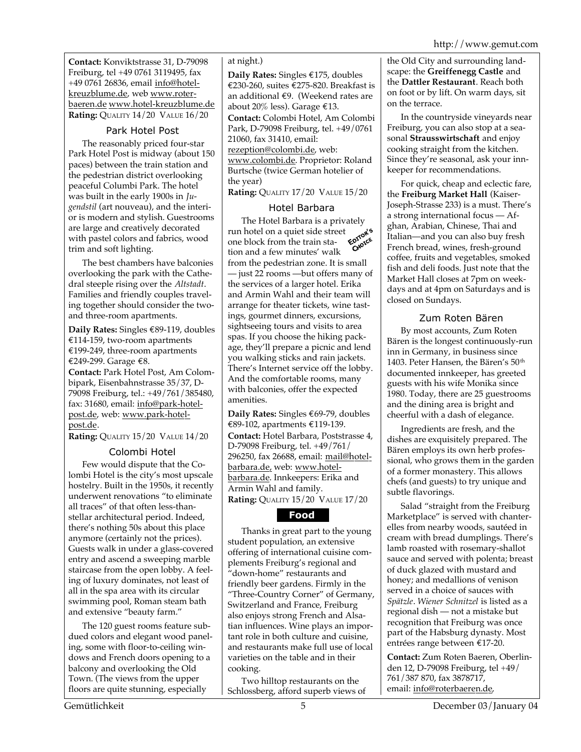**Contact:** Konviktstrasse 31, D-79098 Freiburg, tel +49 0761 3119495, fax +49 0761 26836, email info@hotel-kreuzblume.de, web www.roter-baeren.de www.hotel-kreuzblume.de
**Rating:** QUALITY 14/20 VALUE 16/20

### Park Hotel Post

The reasonably priced four-star Park Hotel Post is midway (about 150 paces) between the train station and the pedestrian district overlooking peaceful Columbi Park. The hotel was built in the early 1900s in *Jugendstil* (art nouveau), and the interior is modern and stylish. Guestrooms are large and creatively decorated with pastel colors and fabrics, wood trim and soft lighting.

The best chambers have balconies overlooking the park with the Cathedral steeple rising over the *Altstadt*. Families and friendly couples traveling together should consider the two- and three-room apartments.

**Daily Rates:** Singles €89-119, doubles €114-159, two-room apartments €199-249, three-room apartments €249-299. Garage €8.
**Contact:** Park Hotel Post, Am Colombipark, Eisenbahnstrasse 35/37, D-79098 Freiburg, tel.: +49/761/385480, fax: 31680, email: info@park-hotel-post.de, web: www.park-hotel-post.de.
**Rating:** QUALITY 15/20 VALUE 14/20

### Colombi Hotel

Few would dispute that the Colombi Hotel is the city's most upscale hostelry. Built in the 1950s, it recently underwent renovations "to eliminate all traces" of that often less-than-stellar architectural period. Indeed, there's nothing 50s about this place anymore (certainly not the prices). Guests walk in under a glass-covered entry and ascend a sweeping marble staircase from the open lobby. A feeling of luxury dominates, not least of all in the spa area with its circular swimming pool, Roman steam bath and extensive "beauty farm."

The 120 guest rooms feature subdued colors and elegant wood paneling, some with floor-to-ceiling windows and French doors opening to a balcony and overlooking the Old Town. (The views from the upper floors are quite stunning, especially at night.)

**Daily Rates:** Singles €175, doubles €230-260, suites €275-820. Breakfast is an additional €9. (Weekend rates are about 20% less). Garage €13.
**Contact:** Colombi Hotel, Am Colombi Park, D-79098 Freiburg, tel. +49/0761 21060, fax 31410, email: rezeption@colombi.de, web: www.colombi.de. Proprietor: Roland Burtsche (twice German hotelier of the year)
**Rating:** QUALITY 17/20 VALUE 15/20

### Hotel Barbara

EDITOR'S CHOICE

The Hotel Barbara is a privately run hotel on a quiet side street one block from the train station and a few minutes' walk from the pedestrian zone. It is small — just 22 rooms —but offers many of the services of a larger hotel. Erika and Armin Wahl and their team will arrange for theater tickets, wine tastings, gourmet dinners, excursions, sightseeing tours and visits to area spas. If you choose the hiking package, they'll prepare a picnic and lend you walking sticks and rain jackets. There's Internet service off the lobby. And the comfortable rooms, many with balconies, offer the expected amenities.

**Daily Rates:** Singles €69-79, doubles €89-102, apartments €119-139.
**Contact:** Hotel Barbara, Poststrasse 4, D-79098 Freiburg, tel. +49/761/296250, fax 26688, email: mail@hotel-barbara.de, web: www.hotel-barbara.de. Innkeepers: Erika and Armin Wahl and family.
**Rating:** QUALITY 15/20 VALUE 17/20

## Food

Thanks in great part to the young student population, an extensive offering of international cuisine complements Freiburg's regional and "down-home" restaurants and friendly beer gardens. Firmly in the "Three-Country Corner" of Germany, Switzerland and France, Freiburg also enjoys strong French and Alsatian influences. Wine plays an important role in both culture and cuisine, and restaurants make full use of local varieties on the table and in their cooking.

Two hilltop restaurants on the Schlossberg, afford superb views of the Old City and surrounding landscape: the **Greiffenegg Castle** and the **Dattler Restaurant**. Reach both on foot or by lift. On warm days, sit on the terrace.

In the countryside vineyards near Freiburg, you can also stop at a seasonal **Strausswirtschaft** and enjoy cooking straight from the kitchen. Since they're seasonal, ask your innkeeper for recommendations.

For quick, cheap and eclectic fare, the **Freiburg Market Hall** (Kaiser-Joseph-Strasse 233) is a must. There's a strong international focus — Afghan, Arabian, Chinese, Thai and Italian—and you can also buy fresh French bread, wines, fresh-ground coffee, fruits and vegetables, smoked fish and deli foods. Just note that the Market Hall closes at 7pm on weekdays and at 4pm on Saturdays and is closed on Sundays.

### Zum Roten Bären

By most accounts, Zum Roten Bären is the longest continuously-run inn in Germany, in business since 1403. Peter Hansen, the Bären's 50th documented innkeeper, has greeted guests with his wife Monika since 1980. Today, there are 25 guestrooms and the dining area is bright and cheerful with a dash of elegance.

Ingredients are fresh, and the dishes are exquisitely prepared. The Bären employs its own herb professional, who grows them in the garden of a former monastery. This allows chefs (and guests) to try unique and subtle flavorings.

Salad "straight from the Freiburg Marketplace" is served with chanterelles from nearby woods, sautéed in cream with bread dumplings. There's lamb roasted with rosemary-shallot sauce and served with polenta; breast of duck glazed with mustard and honey; and medallions of venison served in a choice of sauces with *Spätzle*. *Wiener Schnitzel* is listed as a regional dish — not a mistake but recognition that Freiburg was once part of the Habsburg dynasty. Most entrées range between €17-20.

**Contact:** Zum Roten Baeren, Oberlinden 12, D-79098 Freiburg, tel +49/761/387 870, fax 3878717, email: info@roterbaeren.de,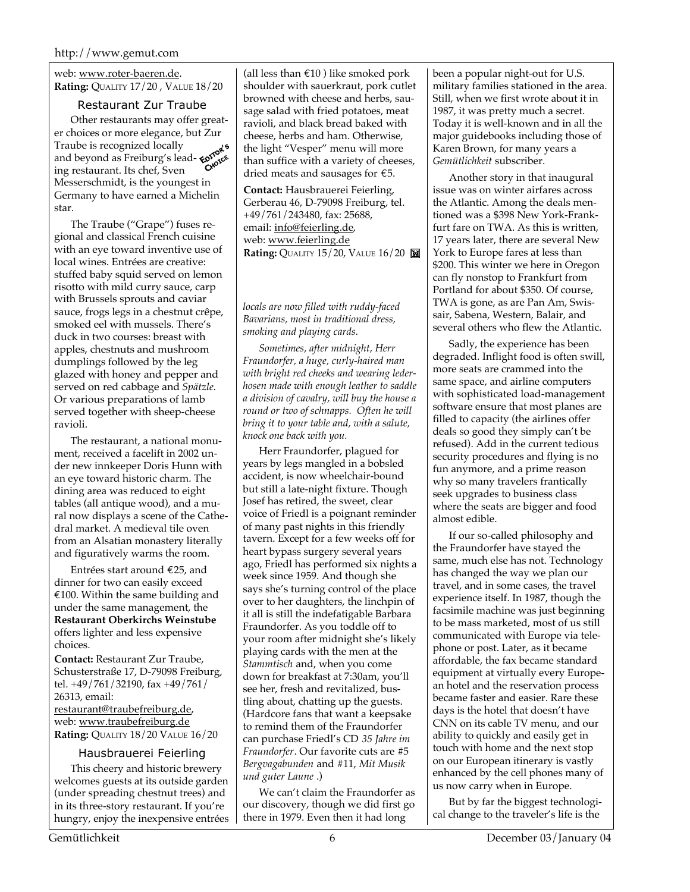web: www.roter-baeren.de.
**Rating:** QUALITY 17/20 , VALUE 18/20

### Restaurant Zur Traube

Other restaurants may offer greater choices or more elegance, but Zur Traube is recognized locally and beyond as Freiburg's leading restaurant. Its chef, Sven Messerschmidt, is the youngest in Germany to have earned a Michelin star.

EDITOR'S CHOICE

The Traube ("Grape") fuses regional and classical French cuisine with an eye toward inventive use of local wines. Entrées are creative: stuffed baby squid served on lemon risotto with mild curry sauce, carp with Brussels sprouts and caviar sauce, frogs legs in a chestnut crêpe, smoked eel with mussels. There's duck in two courses: breast with apples, chestnuts and mushroom dumplings followed by the leg glazed with honey and pepper and served on red cabbage and *Spätzle*. Or various preparations of lamb served together with sheep-cheese ravioli.

The restaurant, a national monument, received a facelift in 2002 under new innkeeper Doris Hunn with an eye toward historic charm. The dining area was reduced to eight tables (all antique wood), and a mural now displays a scene of the Cathedral market. A medieval tile oven from an Alsatian monastery literally and figuratively warms the room.

Entrées start around €25, and dinner for two can easily exceed €100. Within the same building and under the same management, the **Restaurant Oberkirchs Weinstube** offers lighter and less expensive choices.

**Contact:** Restaurant Zur Traube, Schusterstraße 17, D-79098 Freiburg, tel. +49/761/32190, fax +49/761/26313, email: restaurant@traubefreiburg.de, web: www.traubefreiburg.de
**Rating:** QUALITY 18/20 VALUE 16/20

### Hausbrauerei Feierling

This cheery and historic brewery welcomes guests at its outside garden (under spreading chestnut trees) and in its three-story restaurant. If you're hungry, enjoy the inexpensive entrées (all less than €10 ) like smoked pork shoulder with sauerkraut, pork cutlet browned with cheese and herbs, sausage salad with fried potatoes, meat ravioli, and black bread baked with cheese, herbs and ham. Otherwise, the light "Vesper" menu will more than suffice with a variety of cheeses, dried meats and sausages for €5.

**Contact:** Hausbrauerei Feierling, Gerberau 46, D-79098 Freiburg, tel. +49/761/243480, fax: 25688, email: info@feierling.de, web: www.feierling.de
**Rating:** QUALITY 15/20, VALUE 16/20

*locals are now filled with ruddy-faced Bavarians, most in traditional dress, smoking and playing cards.*

*Sometimes, after midnight, Herr Fraundorfer, a huge, curly-haired man with bright red cheeks and wearing lederhosen made with enough leather to saddle a division of cavalry, will buy the house a round or two of schnapps. Often he will bring it to your table and, with a salute, knock one back with you.*

Herr Fraundorfer, plagued for years by legs mangled in a bobsled accident, is now wheelchair-bound but still a late-night fixture. Though Josef has retired, the sweet, clear voice of Friedl is a poignant reminder of many past nights in this friendly tavern. Except for a few weeks off for heart bypass surgery several years ago, Friedl has performed six nights a week since 1959. And though she says she's turning control of the place over to her daughters, the linchpin of it all is still the indefatigable Barbara Fraundorfer. As you toddle off to your room after midnight she's likely playing cards with the men at the *Stammtisch* and, when you come down for breakfast at 7:30am, you'll see her, fresh and revitalized, bustling about, chatting up the guests. (Hardcore fans that want a keepsake to remind them of the Fraundorfer can purchase Friedl's CD *35 Jahre im Fraundorfer*. Our favorite cuts are #5 *Bergvagabunden* and #11, *Mit Musik und guter Laune* .)

We can't claim the Fraundorfer as our discovery, though we did first go there in 1979. Even then it had long been a popular night-out for U.S. military families stationed in the area. Still, when we first wrote about it in 1987, it was pretty much a secret. Today it is well-known and in all the major guidebooks including those of Karen Brown, for many years a *Gemütlichkeit* subscriber.

Another story in that inaugural issue was on winter airfares across the Atlantic. Among the deals mentioned was a $398 New York-Frankfurt fare on TWA. As this is written, 17 years later, there are several New York to Europe fares at less than $200. This winter we here in Oregon can fly nonstop to Frankfurt from Portland for about $350. Of course, TWA is gone, as are Pan Am, Swissair, Sabena, Western, Balair, and several others who flew the Atlantic.

Sadly, the experience has been degraded. Inflight food is often swill, more seats are crammed into the same space, and airline computers with sophisticated load-management software ensure that most planes are filled to capacity (the airlines offer deals so good they simply can't be refused). Add in the current tedious security procedures and flying is no fun anymore, and a prime reason why so many travelers frantically seek upgrades to business class where the seats are bigger and food almost edible.

If our so-called philosophy and the Fraundorfer have stayed the same, much else has not. Technology has changed the way we plan our travel, and in some cases, the travel experience itself. In 1987, though the facsimile machine was just beginning to be mass marketed, most of us still communicated with Europe via telephone or post. Later, as it became affordable, the fax became standard equipment at virtually every European hotel and the reservation process became faster and easier. Rare these days is the hotel that doesn't have CNN on its cable TV menu, and our ability to quickly and easily get in touch with home and the next stop on our European itinerary is vastly enhanced by the cell phones many of us now carry when in Europe.

But by far the biggest technological change to the traveler's life is the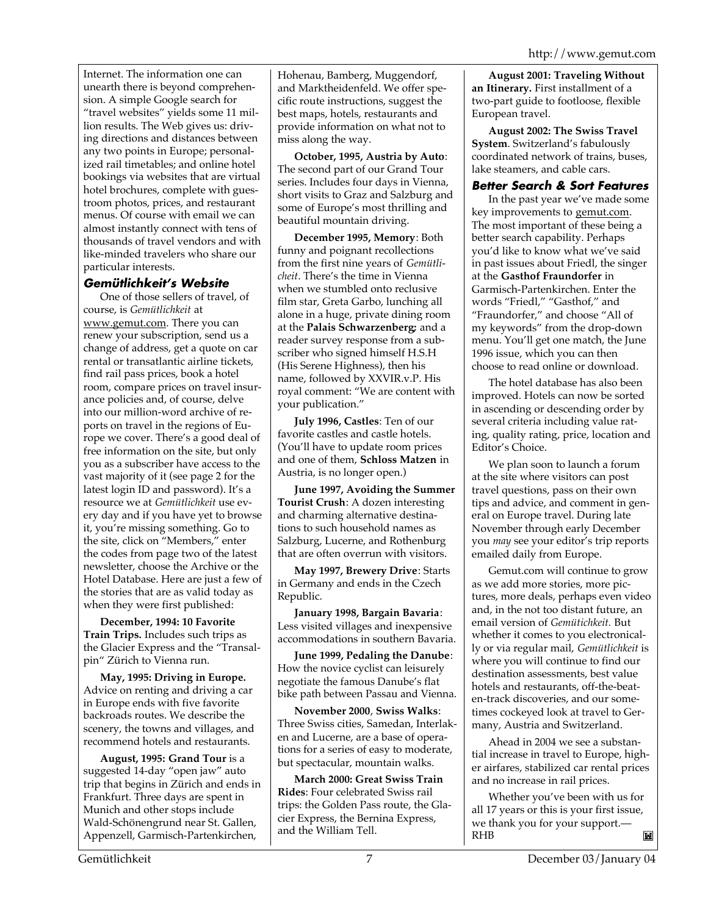Internet. The information one can unearth there is beyond comprehension. A simple Google search for "travel websites" yields some 11 million results. The Web gives us: driving directions and distances between any two points in Europe; personalized rail timetables; and online hotel bookings via websites that are virtual hotel brochures, complete with guestroom photos, prices, and restaurant menus. Of course with email we can almost instantly connect with tens of thousands of travel vendors and with like-minded travelers who share our particular interests.

### Gemütlichkeit's Website

One of those sellers of travel, of course, is *Gemütlichkeit* at www.gemut.com. There you can renew your subscription, send us a change of address, get a quote on car rental or transatlantic airline tickets, find rail pass prices, book a hotel room, compare prices on travel insurance policies and, of course, delve into our million-word archive of reports on travel in the regions of Europe we cover. There's a good deal of free information on the site, but only you as a subscriber have access to the vast majority of it (see page 2 for the latest login ID and password). It's a resource we at *Gemütlichkeit* use every day and if you have yet to browse it, you're missing something. Go to the site, click on "Members," enter the codes from page two of the latest newsletter, choose the Archive or the Hotel Database. Here are just a few of the stories that are as valid today as when they were first published:

**December, 1994: 10 Favorite Train Trips.** Includes such trips as the Glacier Express and the "Transalpin" Zürich to Vienna run.

**May, 1995: Driving in Europe.** Advice on renting and driving a car in Europe ends with five favorite backroads routes. We describe the scenery, the towns and villages, and recommend hotels and restaurants.

**August, 1995: Grand Tour** is a suggested 14-day "open jaw" auto trip that begins in Zürich and ends in Frankfurt. Three days are spent in Munich and other stops include Wald-Schönengrund near St. Gallen, Appenzell, Garmisch-Partenkirchen, Hohenau, Bamberg, Muggendorf, and Marktheidenfeld. We offer specific route instructions, suggest the best maps, hotels, restaurants and provide information on what not to miss along the way.

**October, 1995, Austria by Auto**: The second part of our Grand Tour series. Includes four days in Vienna, short visits to Graz and Salzburg and some of Europe's most thrilling and beautiful mountain driving.

**December 1995, Memory**: Both funny and poignant recollections from the first nine years of *Gemütlichkeit*. There's the time in Vienna when we stumbled onto reclusive film star, Greta Garbo, lunching all alone in a huge, private dining room at the **Palais Schwarzenberg;** and a reader survey response from a subscriber who signed himself H.S.H (His Serene Highness), then his name, followed by XXVIR.v.P. His royal comment: "We are content with your publication."

**July 1996, Castles**: Ten of our favorite castles and castle hotels. (You'll have to update room prices and one of them, **Schloss Matzen** in Austria, is no longer open.)

**June 1997, Avoiding the Summer Tourist Crush**: A dozen interesting and charming alternative destinations to such household names as Salzburg, Lucerne, and Rothenburg that are often overrun with visitors.

**May 1997, Brewery Drive**: Starts in Germany and ends in the Czech Republic.

**January 1998, Bargain Bavaria**: Less visited villages and inexpensive accommodations in southern Bavaria.

**June 1999, Pedaling the Danube**: How the novice cyclist can leisurely negotiate the famous Danube's flat bike path between Passau and Vienna.

**November 2000**, **Swiss Walks**: Three Swiss cities, Samedan, Interlaken and Lucerne, are a base of operations for a series of easy to moderate, but spectacular, mountain walks.

**March 2000: Great Swiss Train Rides**: Four celebrated Swiss rail trips: the Golden Pass route, the Glacier Express, the Bernina Express, and the William Tell.

**August 2001: Traveling Without an Itinerary.** First installment of a two-part guide to footloose, flexible European travel.

**August 2002: The Swiss Travel System**. Switzerland's fabulously coordinated network of trains, buses, lake steamers, and cable cars.

### Better Search & Sort Features

In the past year we've made some key improvements to gemut.com. The most important of these being a better search capability. Perhaps you'd like to know what we've said in past issues about Friedl, the singer at the **Gasthof Fraundorfer** in Garmisch-Partenkirchen. Enter the words "Friedl," "Gasthof," and "Fraundorfer," and choose "All of my keywords" from the drop-down menu. You'll get one match, the June 1996 issue, which you can then choose to read online or download.

The hotel database has also been improved. Hotels can now be sorted in ascending or descending order by several criteria including value rating, quality rating, price, location and Editor's Choice.

We plan soon to launch a forum at the site where visitors can post travel questions, pass on their own tips and advice, and comment in general on Europe travel. During late November through early December you *may* see your editor's trip reports emailed daily from Europe.

Gemut.com will continue to grow as we add more stories, more pictures, more deals, perhaps even video and, in the not too distant future, an email version of *Gemütichkeit.* But whether it comes to you electronically or via regular mail, *Gemütlichkeit* is where you will continue to find our destination assessments, best value hotels and restaurants, off-the-beaten-track discoveries, and our sometimes cockeyed look at travel to Germany, Austria and Switzerland.

Ahead in 2004 we see a substantial increase in travel to Europe, higher airfares, stabilized car rental prices and no increase in rail prices.

Whether you've been with us for all 17 years or this is your first issue, we thank you for your support.— RHB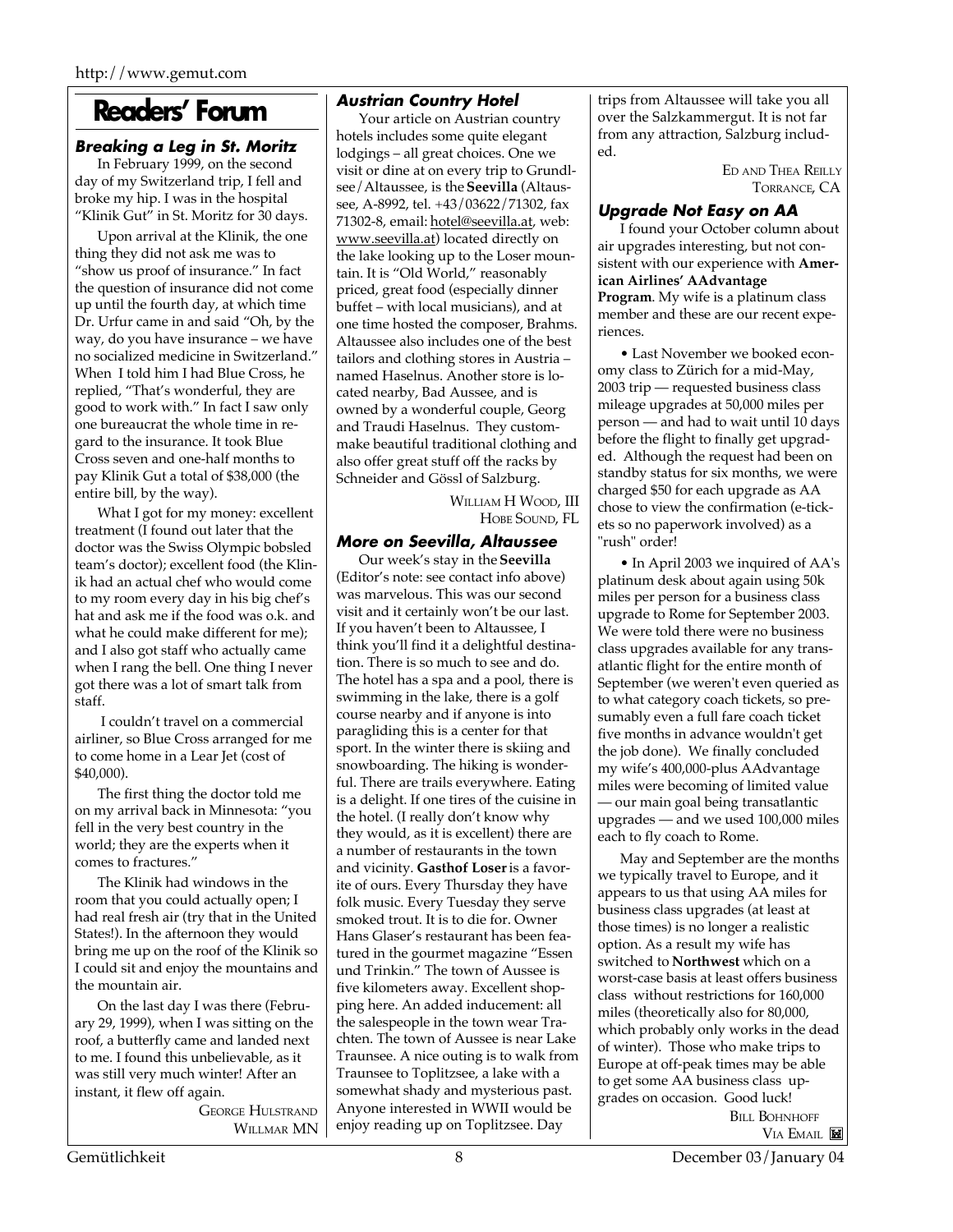# Readers' Forum

### *Breaking a Leg in St. Moritz*

In February 1999, on the second day of my Switzerland trip, I fell and broke my hip. I was in the hospital "Klinik Gut" in St. Moritz for 30 days.

Upon arrival at the Klinik, the one thing they did not ask me was to "show us proof of insurance." In fact the question of insurance did not come up until the fourth day, at which time Dr. Urfur came in and said "Oh, by the way, do you have insurance – we have no socialized medicine in Switzerland." When I told him I had Blue Cross, he replied, "That's wonderful, they are good to work with." In fact I saw only one bureaucrat the whole time in regard to the insurance. It took Blue Cross seven and one-half months to pay Klinik Gut a total of $38,000 (the entire bill, by the way).

What I got for my money: excellent treatment (I found out later that the doctor was the Swiss Olympic bobsled team's doctor); excellent food (the Klinik had an actual chef who would come to my room every day in his big chef's hat and ask me if the food was o.k. and what he could make different for me); and I also got staff who actually came when I rang the bell. One thing I never got there was a lot of smart talk from staff.

I couldn't travel on a commercial airliner, so Blue Cross arranged for me to come home in a Lear Jet (cost of $40,000).

The first thing the doctor told me on my arrival back in Minnesota: "you fell in the very best country in the world; they are the experts when it comes to fractures."

The Klinik had windows in the room that you could actually open; I had real fresh air (try that in the United States!). In the afternoon they would bring me up on the roof of the Klinik so I could sit and enjoy the mountains and the mountain air.

On the last day I was there (February 29, 1999), when I was sitting on the roof, a butterfly came and landed next to me. I found this unbelievable, as it was still very much winter! After an instant, it flew off again.

George Hulstrand
Willmar MN

### *Austrian Country Hotel*

Your article on Austrian country hotels includes some quite elegant lodgings – all great choices. One we visit or dine at on every trip to Grundlsee/Altaussee, is the **Seevilla** (Altaussee, A-8992, tel. +43/03622/71302, fax 71302-8, email: hotel@seevilla.at, web: www.seevilla.at) located directly on the lake looking up to the Loser mountain. It is "Old World," reasonably priced, great food (especially dinner buffet – with local musicians), and at one time hosted the composer, Brahms. Altaussee also includes one of the best tailors and clothing stores in Austria – named Haselnus. Another store is located nearby, Bad Aussee, and is owned by a wonderful couple, Georg and Traudi Haselnus. They custom-make beautiful traditional clothing and also offer great stuff off the racks by Schneider and Gössl of Salzburg.

William H Wood, III
Hobe Sound, FL

### *More on Seevilla, Altaussee*

Our week's stay in the **Seevilla** (Editor's note: see contact info above) was marvelous. This was our second visit and it certainly won't be our last. If you haven't been to Altaussee, I think you'll find it a delightful destination. There is so much to see and do. The hotel has a spa and a pool, there is swimming in the lake, there is a golf course nearby and if anyone is into paragliding this is a center for that sport. In the winter there is skiing and snowboarding. The hiking is wonderful. There are trails everywhere. Eating is a delight. If one tires of the cuisine in the hotel. (I really don't know why they would, as it is excellent) there are a number of restaurants in the town and vicinity. **Gasthof Loser** is a favorite of ours. Every Thursday they have folk music. Every Tuesday they serve smoked trout. It is to die for. Owner Hans Glaser's restaurant has been featured in the gourmet magazine "Essen und Trinkin." The town of Aussee is five kilometers away. Excellent shopping here. An added inducement: all the salespeople in the town wear Trachten. The town of Aussee is near Lake Traunsee. A nice outing is to walk from Traunsee to Toplitzsee, a lake with a somewhat shady and mysterious past. Anyone interested in WWII would be enjoy reading up on Toplitzsee. Day trips from Altaussee will take you all over the Salzkammergut. It is not far from any attraction, Salzburg included.

Ed and Thea Reilly
Torrance, CA

### *Upgrade Not Easy on AA*

I found your October column about air upgrades interesting, but not consistent with our experience with **American Airlines' AAdvantage Program**. My wife is a platinum class member and these are our recent experiences.

• Last November we booked economy class to Zürich for a mid-May, 2003 trip — requested business class mileage upgrades at 50,000 miles per person — and had to wait until 10 days before the flight to finally get upgraded. Although the request had been on standby status for six months, we were charged $50 for each upgrade as AA chose to view the confirmation (e-tickets so no paperwork involved) as a "rush" order!

• In April 2003 we inquired of AA's platinum desk about again using 50k miles per person for a business class upgrade to Rome for September 2003. We were told there were no business class upgrades available for any transatlantic flight for the entire month of September (we weren't even queried as to what category coach tickets, so presumably even a full fare coach ticket five months in advance wouldn't get the job done). We finally concluded my wife's 400,000-plus AAdvantage miles were becoming of limited value — our main goal being transatlantic upgrades — and we used 100,000 miles each to fly coach to Rome.

May and September are the months we typically travel to Europe, and it appears to us that using AA miles for business class upgrades (at least at those times) is no longer a realistic option. As a result my wife has switched to **Northwest** which on a worst-case basis at least offers business class without restrictions for 160,000 miles (theoretically also for 80,000, which probably only works in the dead of winter). Those who make trips to Europe at off-peak times may be able to get some AA business class upgrades on occasion. Good luck!

Bill Bohnhoff
Via Email